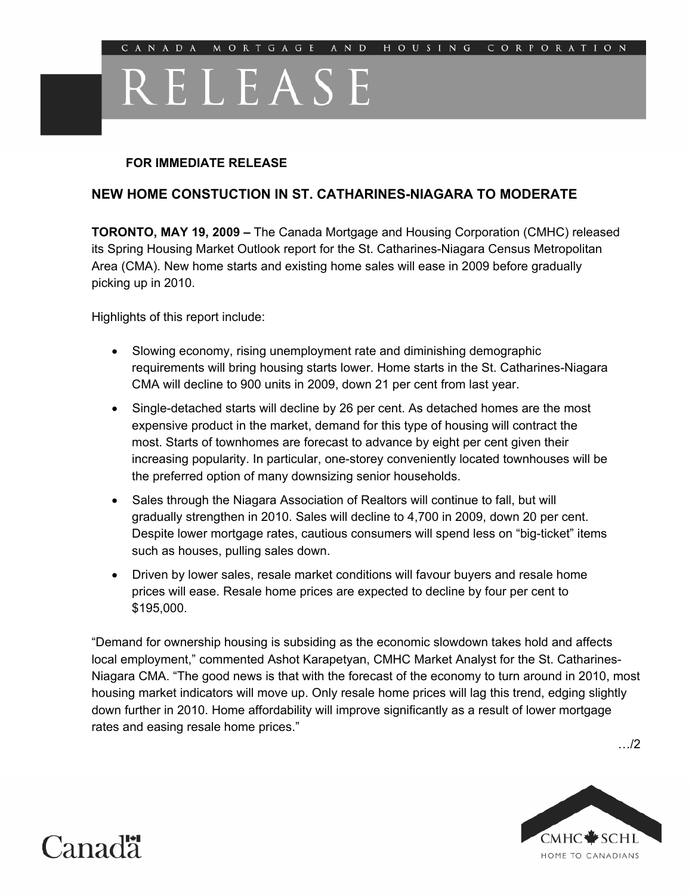CANADA MORTGAGE AND HOUSING CORPORATION

# RELEASE

**FOR IMMEDIATE RELEASE**

## NEW HOME CONSTUCTION IN ST. CATHARINES-NIAGARA TO MODERATE

**TORONTO, MAY 19, 2009 –** The Canada Mortgage and Housing Corporation (CMHC) released its Spring Housing Market Outlook report for the St. Catharines-Niagara Census Metropolitan Area (CMA). New home starts and existing home sales will ease in 2009 before gradually picking up in 2010.

Highlights of this report include:

- Slowing economy, rising unemployment rate and diminishing demographic requirements will bring housing starts lower. Home starts in the St. Catharines-Niagara CMA will decline to 900 units in 2009, down 21 per cent from last year.
- Single-detached starts will decline by 26 per cent. As detached homes are the most expensive product in the market, demand for this type of housing will contract the most. Starts of townhomes are forecast to advance by eight per cent given their increasing popularity. In particular, one-storey conveniently located townhouses will be the preferred option of many downsizing senior households.
- Sales through the Niagara Association of Realtors will continue to fall, but will gradually strengthen in 2010. Sales will decline to 4,700 in 2009, down 20 per cent. Despite lower mortgage rates, cautious consumers will spend less on "big-ticket" items such as houses, pulling sales down.
- Driven by lower sales, resale market conditions will favour buyers and resale home prices will ease. Resale home prices are expected to decline by four per cent to $195,000.

"Demand for ownership housing is subsiding as the economic slowdown takes hold and affects local employment," commented Ashot Karapetyan, CMHC Market Analyst for the St. Catharines-Niagara CMA. "The good news is that with the forecast of the economy to turn around in 2010, most housing market indicators will move up. Only resale home prices will lag this trend, edging slightly down further in 2010. Home affordability will improve significantly as a result of lower mortgage rates and easing resale home prices."

…/2

Canada

CMHC SCHL
HOME TO CANADIANS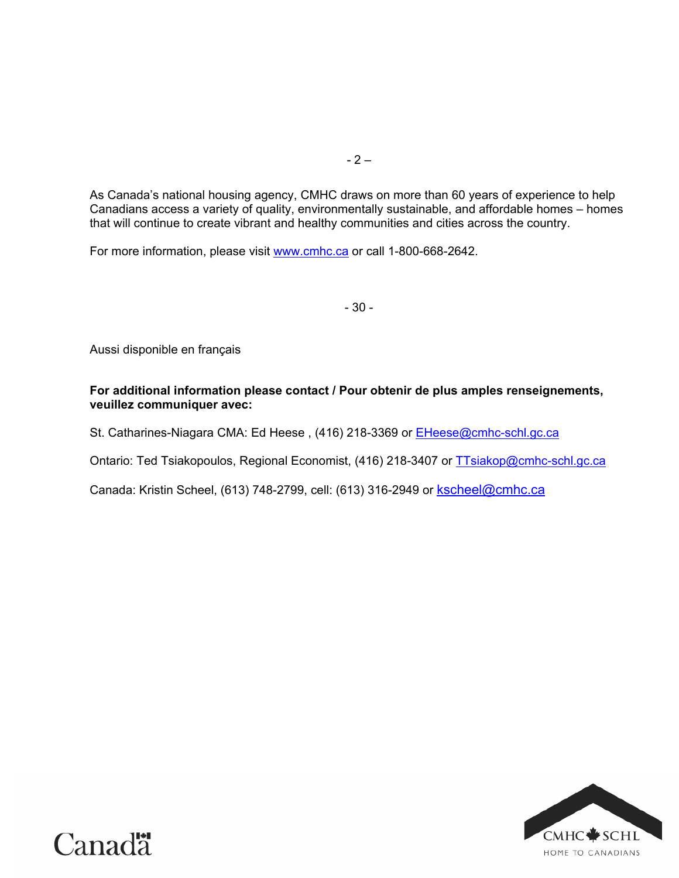As Canada's national housing agency, CMHC draws on more than 60 years of experience to help Canadians access a variety of quality, environmentally sustainable, and affordable homes – homes that will continue to create vibrant and healthy communities and cities across the country.

For more information, please visit www.cmhc.ca or call 1-800-668-2642.

\- 30 -

Aussi disponible en français

**For additional information please contact / Pour obtenir de plus amples renseignements, veuillez communiquer avec:**

St. Catharines-Niagara CMA: Ed Heese , (416) 218-3369 or EHeese@cmhc-schl.gc.ca

Ontario: Ted Tsiakopoulos, Regional Economist, (416) 218-3407 or TTsiakop@cmhc-schl.gc.ca

Canada: Kristin Scheel, (613) 748-2799, cell: (613) 316-2949 or kscheel@cmhc.ca